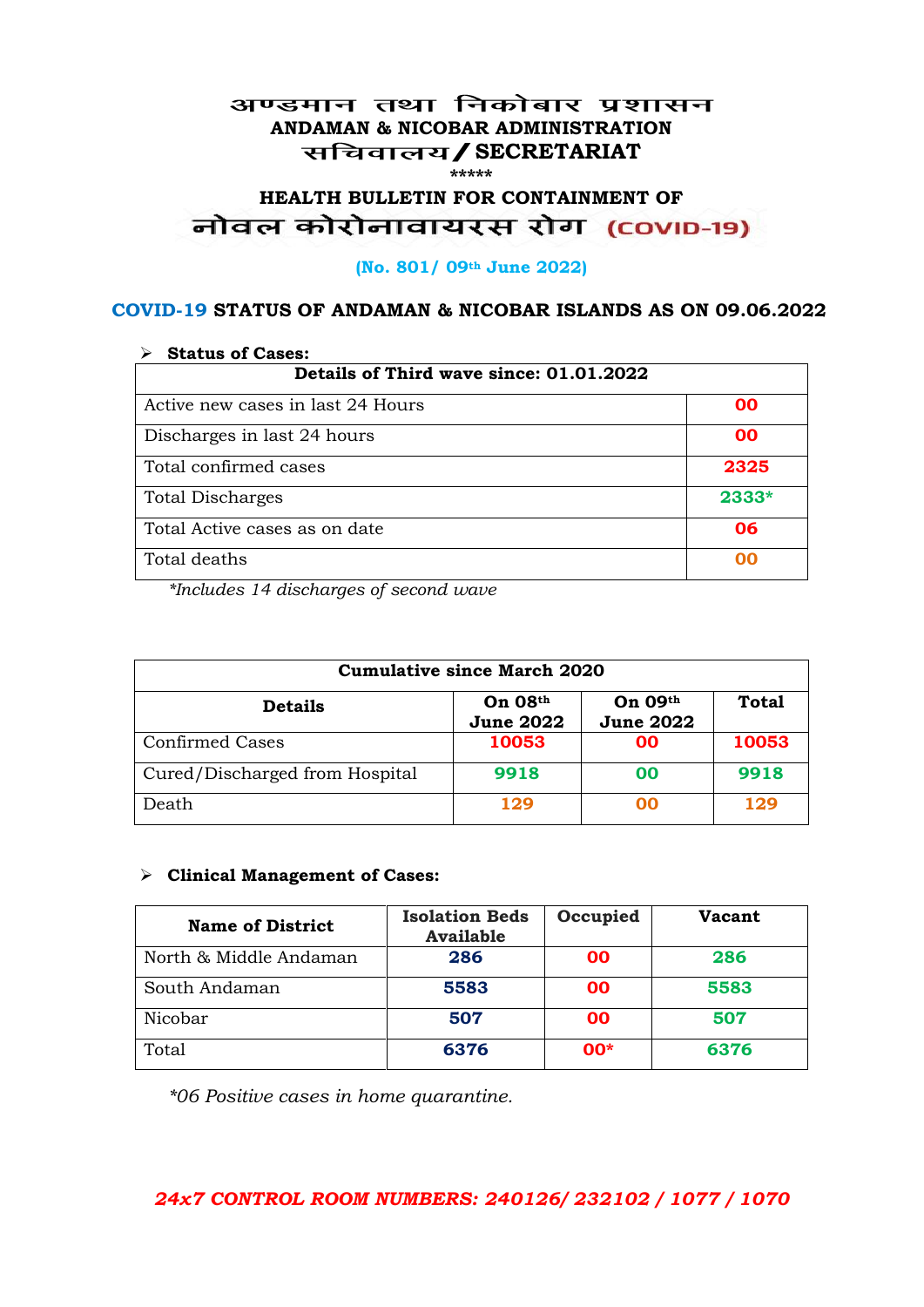# अण्डमान तथा निकोबार प्रशासन
## ANDAMAN & NICOBAR ADMINISTRATION
## सचिवालय / SECRETARIAT

*****

### HEALTH BULLETIN FOR CONTAINMENT OF
### नोवल कोरोनावायरस रोग (COVID-19)

**(No. 801/ 09th June 2022)**

### COVID-19 STATUS OF ANDAMAN & NICOBAR ISLANDS AS ON 09.06.2022

- **Status of Cases:**

| Details of Third wave since: 01.01.2022 | |
|---|---|
| Active new cases in last 24 Hours | 00 |
| Discharges in last 24 hours | 00 |
| Total confirmed cases | 2325 |
| Total Discharges | 2333* |
| Total Active cases as on date | 06 |
| Total deaths | 00 |

*Includes 14 discharges of second wave*

| Cumulative since March 2020 | | | |
|---|---|---|---|
| **Details** | **On 08th June 2022** | **On 09th June 2022** | **Total** |
| Confirmed Cases | 10053 | 00 | 10053 |
| Cured/Discharged from Hospital | 9918 | 00 | 9918 |
| Death | 129 | 00 | 129 |

- **Clinical Management of Cases:**

| Name of District | Isolation Beds Available | Occupied | Vacant |
|---|---|---|---|
| North & Middle Andaman | 286 | 00 | 286 |
| South Andaman | 5583 | 00 | 5583 |
| Nicobar | 507 | 00 | 507 |
| Total | 6376 | 00* | 6376 |

*\*06 Positive cases in home quarantine.*

***24x7 CONTROL ROOM NUMBERS: 240126/ 232102 / 1077 / 1070***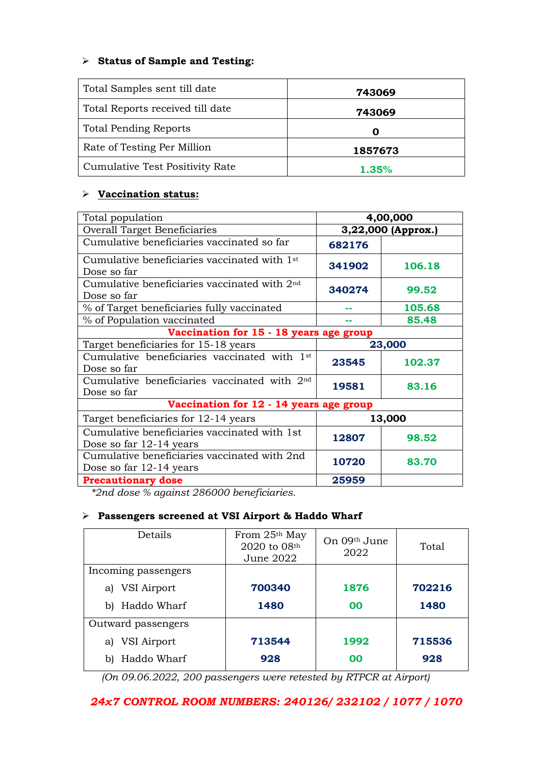- **Status of Sample and Testing:**

| | |
|---|---|
| Total Samples sent till date | 743069 |
| Total Reports received till date | 743069 |
| Total Pending Reports | 0 |
| Rate of Testing Per Million | 1857673 |
| Cumulative Test Positivity Rate | 1.35% |

- **Vaccination status:**

| | | |
|---|---|---|
| Total population | 4,00,000 | |
| Overall Target Beneficiaries | 3,22,000 (Approx.) | |
| Cumulative beneficiaries vaccinated so far | 682176 | |
| Cumulative beneficiaries vaccinated with 1st Dose so far | 341902 | 106.18 |
| Cumulative beneficiaries vaccinated with 2nd Dose so far | 340274 | 99.52 |
| % of Target beneficiaries fully vaccinated | -- | 105.68 |
| % of Population vaccinated | -- | 85.48 |
| **Vaccination for 15 - 18 years age group** | | |
| Target beneficiaries for 15-18 years | 23,000 | |
| Cumulative beneficiaries vaccinated with 1st Dose so far | 23545 | 102.37 |
| Cumulative beneficiaries vaccinated with 2nd Dose so far | 19581 | 83.16 |
| **Vaccination for 12 - 14 years age group** | | |
| Target beneficiaries for 12-14 years | 13,000 | |
| Cumulative beneficiaries vaccinated with 1st Dose so far 12-14 years | 12807 | 98.52 |
| Cumulative beneficiaries vaccinated with 2nd Dose so far 12-14 years | 10720 | 83.70 |
| **Precautionary dose** | 25959 | |

*\*2nd dose % against 286000 beneficiaries.*

- **Passengers screened at VSI Airport & Haddo Wharf**

| Details | From 25th May 2020 to 08th June 2022 | On 09th June 2022 | Total |
|---|---|---|---|
| Incoming passengers | | | |
| a) VSI Airport | 700340 | 1876 | 702216 |
| b) Haddo Wharf | 1480 | 00 | 1480 |
| Outward passengers | | | |
| a) VSI Airport | 713544 | 1992 | 715536 |
| b) Haddo Wharf | 928 | 00 | 928 |

*(On 09.06.2022, 200 passengers were retested by RTPCR at Airport)*

***24x7 CONTROL ROOM NUMBERS: 240126/ 232102 / 1077 / 1070***